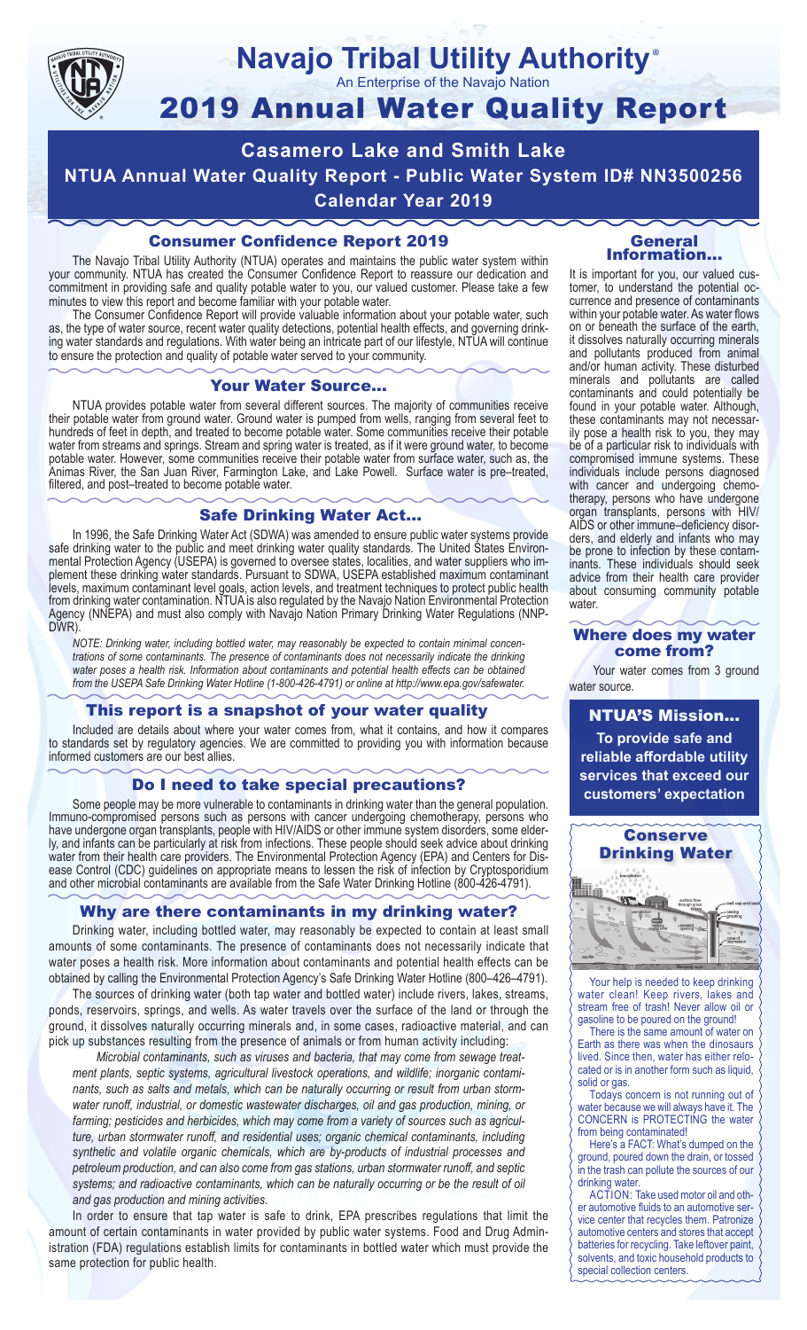# Navajo Tribal Utility Authority®

An Enterprise of the Navajo Nation

# 2019 Annual Water Quality Report

**Casamero Lake and Smith Lake**

**NTUA Annual Water Quality Report - Public Water System ID# NN3500256**

**Calendar Year 2019**

## Consumer Confidence Report 2019

The Navajo Tribal Utility Authority (NTUA) operates and maintains the public water system within your community. NTUA has created the Consumer Confidence Report to reassure our dedication and commitment in providing safe and quality potable water to you, our valued customer. Please take a few minutes to view this report and become familiar with your potable water.

The Consumer Confidence Report will provide valuable information about your potable water, such as, the type of water source, recent water quality detections, potential health effects, and governing drinking water standards and regulations. With water being an intricate part of our lifestyle, NTUA will continue to ensure the protection and quality of potable water served to your community.

## Your Water Source…

NTUA provides potable water from several different sources. The majority of communities receive their potable water from ground water. Ground water is pumped from wells, ranging from several feet to hundreds of feet in depth, and treated to become potable water. Some communities receive their potable water from streams and springs. Stream and spring water is treated, as if it were ground water, to become potable water. However, some communities receive their potable water from surface water, such as, the Animas River, the San Juan River, Farmington Lake, and Lake Powell. Surface water is pre–treated, filtered, and post–treated to become potable water.

## Safe Drinking Water Act…

In 1996, the Safe Drinking Water Act (SDWA) was amended to ensure public water systems provide safe drinking water to the public and meet drinking water quality standards. The United States Environmental Protection Agency (USEPA) is governed to oversee states, localities, and water suppliers who implement these drinking water standards. Pursuant to SDWA, USEPA established maximum contaminant levels, maximum contaminant level goals, action levels, and treatment techniques to protect public health from drinking water contamination. NTUA is also regulated by the Navajo Nation Environmental Protection Agency (NNEPA) and must also comply with Navajo Nation Primary Drinking Water Regulations (NNPDWR).

*NOTE: Drinking water, including bottled water, may reasonably be expected to contain minimal concentrations of some contaminants. The presence of contaminants does not necessarily indicate the drinking water poses a health risk. Information about contaminants and potential health effects can be obtained from the USEPA Safe Drinking Water Hotline (1-800-426-4791) or online at http://www.epa.gov/safewater.*

## This report is a snapshot of your water quality

Included are details about where your water comes from, what it contains, and how it compares to standards set by regulatory agencies. We are committed to providing you with information because informed customers are our best allies.

## Do I need to take special precautions?

Some people may be more vulnerable to contaminants in drinking water than the general population. Immuno-compromised persons such as persons with cancer undergoing chemotherapy, persons who have undergone organ transplants, people with HIV/AIDS or other immune system disorders, some elderly, and infants can be particularly at risk from infections. These people should seek advice about drinking water from their health care providers. The Environmental Protection Agency (EPA) and Centers for Disease Control (CDC) guidelines on appropriate means to lessen the risk of infection by Cryptosporidium and other microbial contaminants are available from the Safe Water Drinking Hotline (800-426-4791).

## Why are there contaminants in my drinking water?

Drinking water, including bottled water, may reasonably be expected to contain at least small amounts of some contaminants. The presence of contaminants does not necessarily indicate that water poses a health risk. More information about contaminants and potential health effects can be obtained by calling the Environmental Protection Agency's Safe Drinking Water Hotline (800–426–4791).

The sources of drinking water (both tap water and bottled water) include rivers, lakes, streams, ponds, reservoirs, springs, and wells. As water travels over the surface of the land or through the ground, it dissolves naturally occurring minerals and, in some cases, radioactive material, and can pick up substances resulting from the presence of animals or from human activity including:

*Microbial contaminants, such as viruses and bacteria, that may come from sewage treatment plants, septic systems, agricultural livestock operations, and wildlife; inorganic contaminants, such as salts and metals, which can be naturally occurring or result from urban stormwater runoff, industrial, or domestic wastewater discharges, oil and gas production, mining, or farming; pesticides and herbicides, which may come from a variety of sources such as agriculture, urban stormwater runoff, and residential uses; organic chemical contaminants, including synthetic and volatile organic chemicals, which are by-products of industrial processes and petroleum production, and can also come from gas stations, urban stormwater runoff, and septic systems; and radioactive contaminants, which can be naturally occurring or be the result of oil and gas production and mining activities.*

In order to ensure that tap water is safe to drink, EPA prescribes regulations that limit the amount of certain contaminants in water provided by public water systems. Food and Drug Administration (FDA) regulations establish limits for contaminants in bottled water which must provide the same protection for public health.

## General Information…

It is important for you, our valued customer, to understand the potential occurrence and presence of contaminants within your potable water. As water flows on or beneath the surface of the earth, it dissolves naturally occurring minerals and pollutants produced from animal and/or human activity. These disturbed minerals and pollutants are called contaminants and could potentially be found in your potable water. Although, these contaminants may not necessarily pose a health risk to you, they may be of a particular risk to individuals with compromised immune systems. These individuals include persons diagnosed with cancer and undergoing chemotherapy, persons who have undergone organ transplants, persons with HIV/AIDS or other immune–deficiency disorders, and elderly and infants who may be prone to infection by these contaminants. These individuals should seek advice from their health care provider about consuming community potable water.

## Where does my water come from?

Your water comes from 3 ground water source.

## NTUA'S Mission…

**To provide safe and reliable affordable utility services that exceed our customers' expectation**

## Conserve Drinking Water

Your help is needed to keep drinking water clean! Keep rivers, lakes and stream free of trash! Never allow oil or gasoline to be poured on the ground!

There is the same amount of water on Earth as there was when the dinosaurs lived. Since then, water has either relocated or is in another form such as liquid, solid or gas.

Todays concern is not running out of water because we will always have it. The CONCERN is PROTECTING the water from being contaminated!

Here's a FACT: What's dumped on the ground, poured down the drain, or tossed in the trash can pollute the sources of our drinking water.

ACTION: Take used motor oil and other automotive fluids to an automotive service center that recycles them. Patronize automotive centers and stores that accept batteries for recycling. Take leftover paint, solvents, and toxic household products to special collection centers.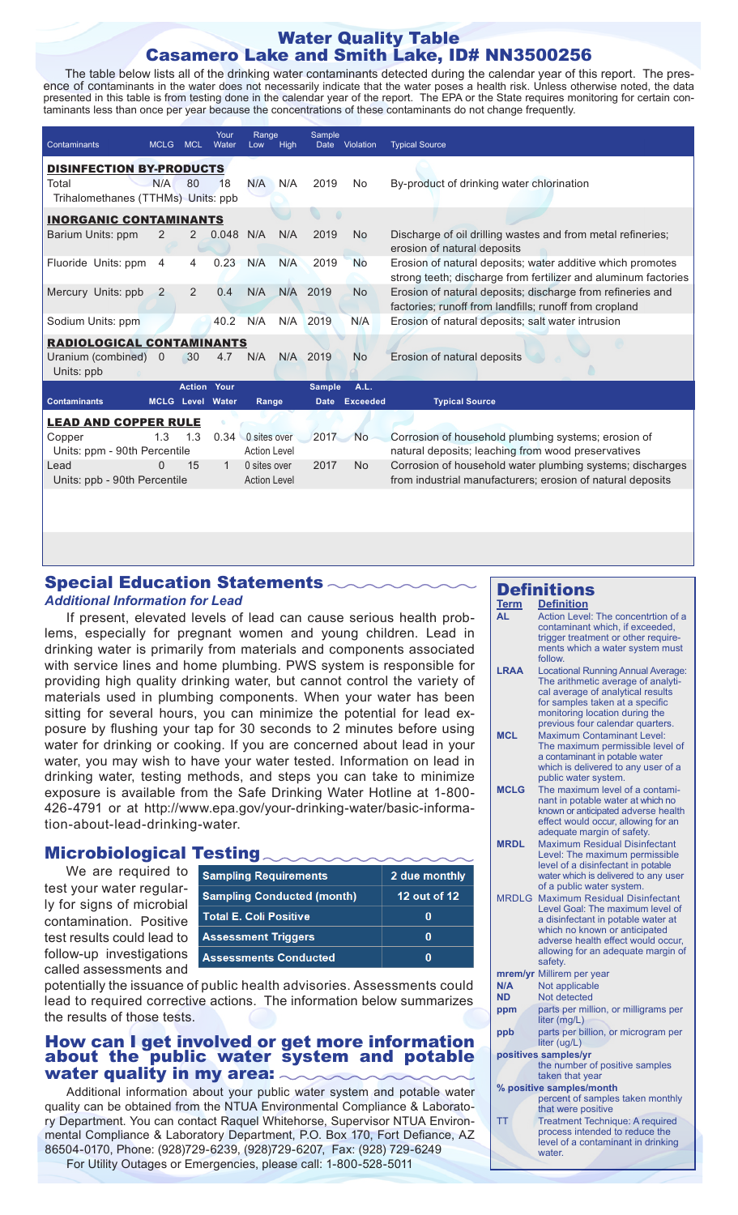# Water Quality Table
## Casamero Lake and Smith Lake, ID# NN3500256

The table below lists all of the drinking water contaminants detected during the calendar year of this report. The presence of contaminants in the water does not necessarily indicate that the water poses a health risk. Unless otherwise noted, the data presented in this table is from testing done in the calendar year of the report. The EPA or the State requires monitoring for certain contaminants less than once per year because the concentrations of these contaminants do not change frequently.

| Contaminants | MCLG | MCL | Your Water | Range Low | Range High | Sample Date | Violation | Typical Source |
|---|---|---|---|---|---|---|---|---|
| **DISINFECTION BY-PRODUCTS** | | | | | | | | |
| Total Trihalomethanes (TTHMs) Units: ppb | N/A | 80 | 18 | N/A | N/A | 2019 | No | By-product of drinking water chlorination |
| **INORGANIC CONTAMINANTS** | | | | | | | | |
| Barium Units: ppm | 2 | 2 | 0.048 | N/A | N/A | 2019 | No | Discharge of oil drilling wastes and from metal refineries; erosion of natural deposits |
| Fluoride Units: ppm | 4 | 4 | 0.23 | N/A | N/A | 2019 | No | Erosion of natural deposits; water additive which promotes strong teeth; discharge from fertilizer and aluminum factories |
| Mercury Units: ppb | 2 | 2 | 0.4 | N/A | N/A | 2019 | No | Erosion of natural deposits; discharge from refineries and factories; runoff from landfills; runoff from cropland |
| Sodium Units: ppm | | | 40.2 | N/A | N/A | 2019 | N/A | Erosion of natural deposits; salt water intrusion |
| **RADIOLOGICAL CONTAMINANTS** | | | | | | | | |
| Uranium (combined) Units: ppb | 0 | 30 | 4.7 | N/A | N/A | 2019 | No | Erosion of natural deposits |

| Contaminants | MCLG | Action Level | Your Water | Range | Sample Date | A.L. Exceeded | Typical Source |
|---|---|---|---|---|---|---|---|
| **LEAD AND COPPER RULE** | | | | | | | |
| Copper Units: ppm - 90th Percentile | 1.3 | 1.3 | 0.34 | 0 sites over Action Level | 2017 | No | Corrosion of household plumbing systems; erosion of natural deposits; leaching from wood preservatives |
| Lead Units: ppb - 90th Percentile | 0 | 15 | 1 | 0 sites over Action Level | 2017 | No | Corrosion of household water plumbing systems; discharges from industrial manufacturers; erosion of natural deposits |

## Special Education Statements

### *Additional Information for Lead*

If present, elevated levels of lead can cause serious health problems, especially for pregnant women and young children. Lead in drinking water is primarily from materials and components associated with service lines and home plumbing. PWS system is responsible for providing high quality drinking water, but cannot control the variety of materials used in plumbing components. When your water has been sitting for several hours, you can minimize the potential for lead exposure by flushing your tap for 30 seconds to 2 minutes before using water for drinking or cooking. If you are concerned about lead in your water, you may wish to have your water tested. Information on lead in drinking water, testing methods, and steps you can take to minimize exposure is available from the Safe Drinking Water Hotline at 1-800-426-4791 or at http://www.epa.gov/your-drinking-water/basic-information-about-lead-drinking-water.

## Microbiological Testing

We are required to test your water regularly for signs of microbial contamination. Positive test results could lead to follow-up investigations called assessments and potentially the issuance of public health advisories. Assessments could lead to required corrective actions. The information below summarizes the results of those tests.

| Sampling Requirements | 2 due monthly |
|---|---|
| Sampling Conducted (month) | 12 out of 12 |
| Total E. Coli Positive | 0 |
| Assessment Triggers | 0 |
| Assessments Conducted | 0 |

## How can I get involved or get more information about the public water system and potable water quality in my area:

Additional information about your public water system and potable water quality can be obtained from the NTUA Environmental Compliance & Laboratory Department. You can contact Raquel Whitehorse, Supervisor NTUA Environmental Compliance & Laboratory Department, P.O. Box 170, Fort Defiance, AZ 86504-0170, Phone: (928)729-6239, (928)729-6207, Fax: (928) 729-6249

For Utility Outages or Emergencies, please call: 1-800-528-5011

## Definitions

| Term | Definition |
|---|---|
| AL | Action Level: The concentrtion of a contaminant which, if exceeded, trigger treatment or other requirements which a water system must follow. |
| LRAA | Locational Running Annual Average: The arithmetic average of analytical results for samples taken at a specific monitoring location during the previous four calendar quarters. |
| MCL | Maximum Contaminant Level: The maximum permissible level of a contaminant in potable water which is delivered to any user of a public water system. |
| MCLG | The maximum level of a contaminant in potable water at which no known or anticipated adverse health effect would occur, allowing for an adequate margin of safety. |
| MRDL | Maximum Residual Disinfectant Level: The maximum permissible level of a disinfectant in potable water which is delivered to any user of a public water system. |
| MRDLG | Maximum Residual Disinfectant Level Goal: The maximum level of a disinfectant in potable water at which no known or anticipated adverse health effect would occur, allowing for an adequate margin of safety. |
| mrem/yr | Millirem per year |
| N/A | Not applicable |
| ND | Not detected |
| ppm | parts per million, or milligrams per liter (mg/L) |
| ppb | parts per billion, or microgram per liter (ug/L) |
| positives samples/yr | the number of positive samples taken that year |
| % positive samples/month | percent of samples taken monthly that were positive |
| TT | Treatment Technique: A required process intended to reduce the level of a contaminant in drinking water. |